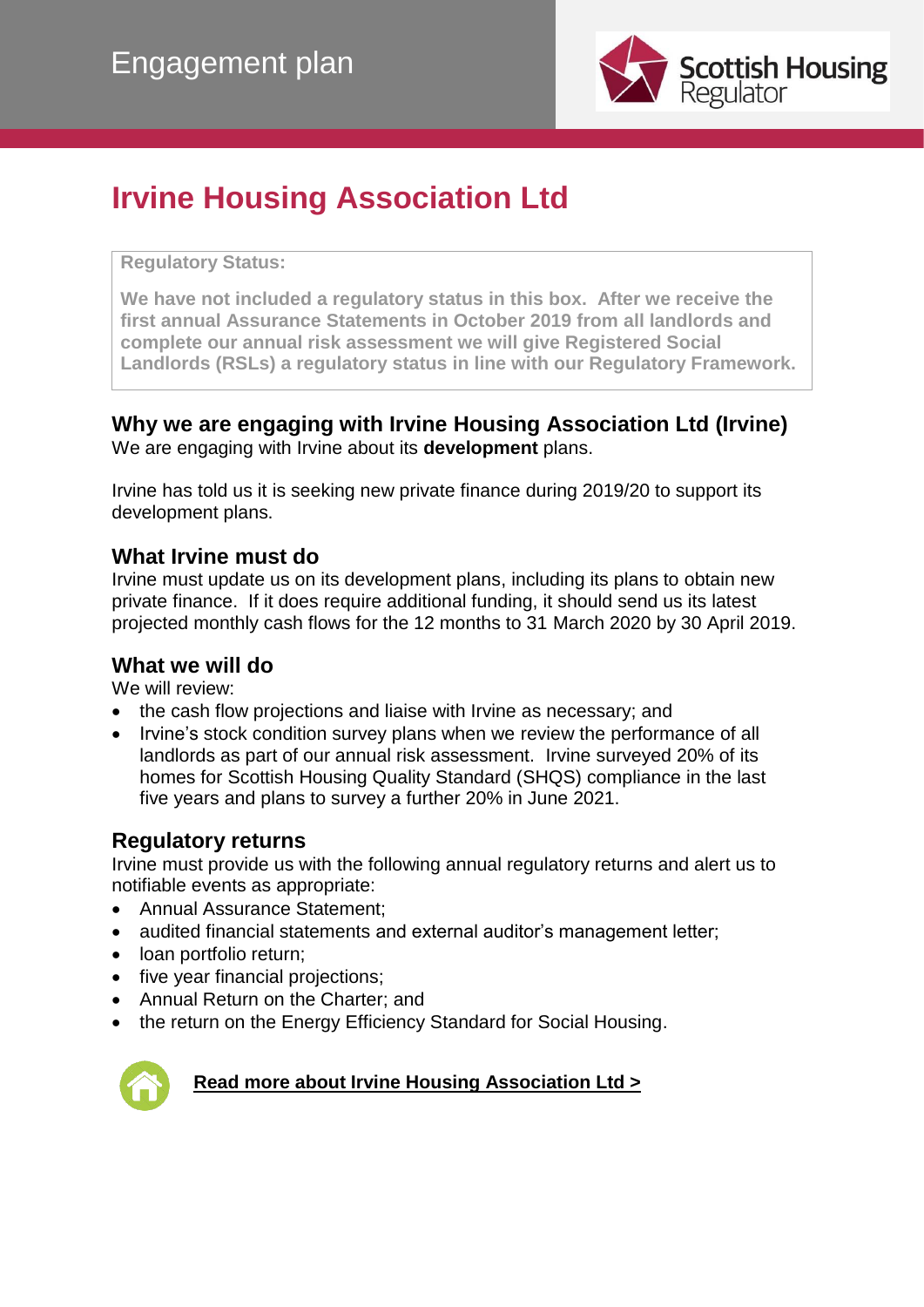# Engagement plan

Scottish Housing Regulator

## Irvine Housing Association Ltd

**Regulatory Status:**

**We have not included a regulatory status in this box. After we receive the first annual Assurance Statements in October 2019 from all landlords and complete our annual risk assessment we will give Registered Social Landlords (RSLs) a regulatory status in line with our Regulatory Framework.**

### Why we are engaging with Irvine Housing Association Ltd (Irvine)

We are engaging with Irvine about its **development** plans.

Irvine has told us it is seeking new private finance during 2019/20 to support its development plans.

### What Irvine must do

Irvine must update us on its development plans, including its plans to obtain new private finance. If it does require additional funding, it should send us its latest projected monthly cash flows for the 12 months to 31 March 2020 by 30 April 2019.

### What we will do

We will review:

- the cash flow projections and liaise with Irvine as necessary; and
- Irvine's stock condition survey plans when we review the performance of all landlords as part of our annual risk assessment. Irvine surveyed 20% of its homes for Scottish Housing Quality Standard (SHQS) compliance in the last five years and plans to survey a further 20% in June 2021.

### Regulatory returns

Irvine must provide us with the following annual regulatory returns and alert us to notifiable events as appropriate:

- Annual Assurance Statement;
- audited financial statements and external auditor's management letter;
- loan portfolio return;
- five year financial projections;
- Annual Return on the Charter; and
- the return on the Energy Efficiency Standard for Social Housing.

**Read more about Irvine Housing Association Ltd >**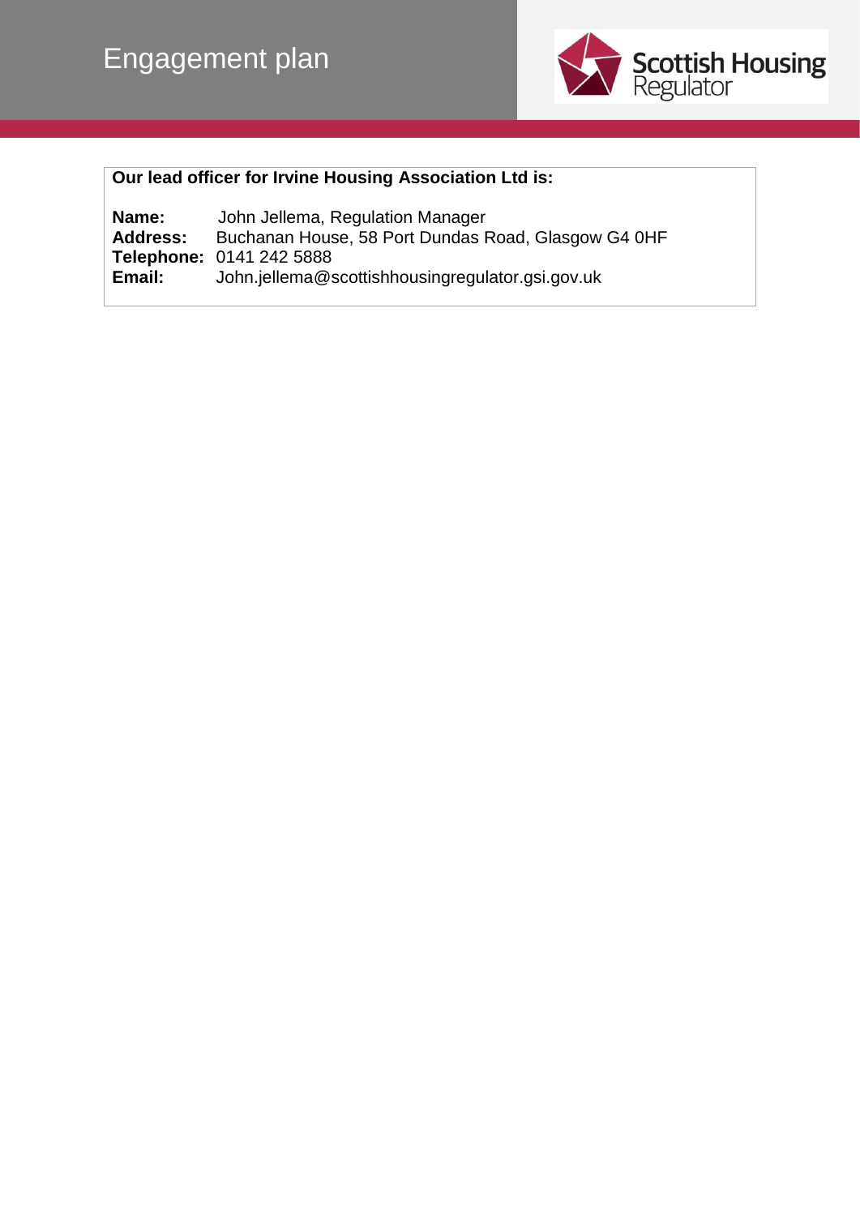**Our lead officer for Irvine Housing Association Ltd is:**

**Name:** John Jellema, Regulation Manager
**Address:** Buchanan House, 58 Port Dundas Road, Glasgow G4 0HF
**Telephone:** 0141 242 5888
**Email:** John.jellema@scottishhousingregulator.gsi.gov.uk